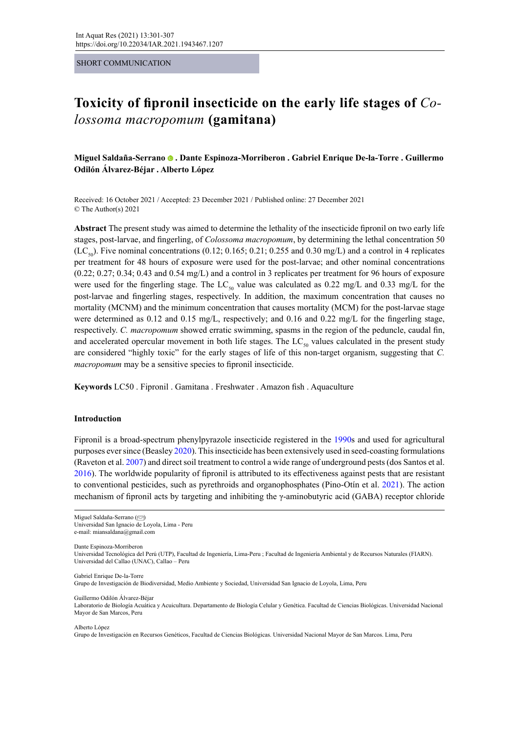SHORT COMMUNICATION

# Toxicity of fipronil insecticide on the early life stages of *Colossoma macropomum* (gamitana)

**Miguel Saldaña-Serrano . Dante Espinoza-Morriberon . Gabriel Enrique De-la-Torre . Guillermo Odilón Álvarez-Béjar . Alberto López**

Received: 16 October 2021 / Accepted: 23 December 2021 / Published online: 27 December 2021
© The Author(s) 2021

**Abstract** The present study was aimed to determine the lethality of the insecticide fipronil on two early life stages, post-larvae, and fingerling, of *Colossoma macropomum*, by determining the lethal concentration 50 ($LC_{50}$). Five nominal concentrations (0.12; 0.165; 0.21; 0.255 and 0.30 mg/L) and a control in 4 replicates per treatment for 48 hours of exposure were used for the post-larvae; and other nominal concentrations (0.22; 0.27; 0.34; 0.43 and 0.54 mg/L) and a control in 3 replicates per treatment for 96 hours of exposure were used for the fingerling stage. The $LC_{50}$ value was calculated as 0.22 mg/L and 0.33 mg/L for the post-larvae and fingerling stages, respectively. In addition, the maximum concentration that causes no mortality (MCNM) and the minimum concentration that causes mortality (MCM) for the post-larvae stage were determined as 0.12 and 0.15 mg/L, respectively; and 0.16 and 0.22 mg/L for the fingerling stage, respectively. *C. macropomum* showed erratic swimming, spasms in the region of the peduncle, caudal fin, and accelerated opercular movement in both life stages. The $LC_{50}$ values calculated in the present study are considered "highly toxic" for the early stages of life of this non-target organism, suggesting that *C. macropomum* may be a sensitive species to fipronil insecticide.

**Keywords** LC50 . Fipronil . Gamitana . Freshwater . Amazon fish . Aquaculture

## Introduction

Fipronil is a broad-spectrum phenylpyrazole insecticide registered in the 1990s and used for agricultural purposes ever since (Beasley 2020). This insecticide has been extensively used in seed-coasting formulations (Raveton et al. 2007) and direct soil treatment to control a wide range of underground pests (dos Santos et al. 2016). The worldwide popularity of fipronil is attributed to its effectiveness against pests that are resistant to conventional pesticides, such as pyrethroids and organophosphates (Pino-Otín et al. 2021). The action mechanism of fipronil acts by targeting and inhibiting the γ-aminobutyric acid (GABA) receptor chloride

---

Miguel Saldaña-Serrano (✉)
Universidad San Ignacio de Loyola, Lima - Peru
e-mail: miansaldana@gmail.com

Dante Espinoza-Morriberon
Universidad Tecnológica del Perú (UTP), Facultad de Ingeniería, Lima-Peru ; Facultad de Ingeniería Ambiental y de Recursos Naturales (FIARN). Universidad del Callao (UNAC), Callao – Peru

Gabriel Enrique De-la-Torre
Grupo de Investigación de Biodiversidad, Medio Ambiente y Sociedad, Universidad San Ignacio de Loyola, Lima, Peru

Guillermo Odilón Álvarez-Béjar
Laboratorio de Biología Acuática y Acuicultura. Departamento de Biología Celular y Genética. Facultad de Ciencias Biológicas. Universidad Nacional Mayor de San Marcos, Peru

Alberto López
Grupo de Investigación en Recursos Genéticos, Facultad de Ciencias Biológicas. Universidad Nacional Mayor de San Marcos. Lima, Peru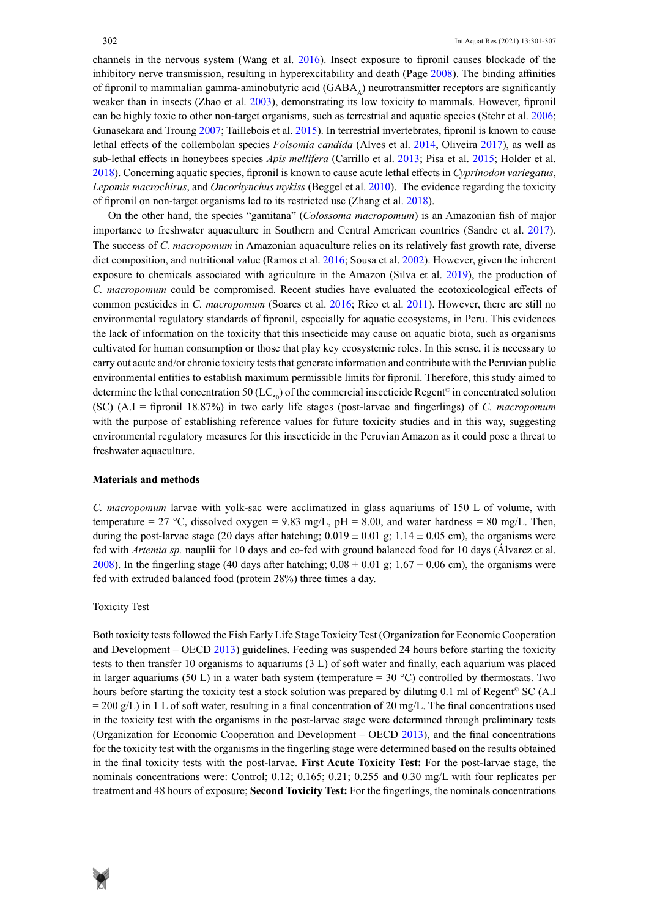channels in the nervous system (Wang et al. 2016). Insect exposure to fipronil causes blockade of the inhibitory nerve transmission, resulting in hyperexcitability and death (Page 2008). The binding affinities of fipronil to mammalian gamma-aminobutyric acid ($GABA_A$) neurotransmitter receptors are significantly weaker than in insects (Zhao et al. 2003), demonstrating its low toxicity to mammals. However, fipronil can be highly toxic to other non-target organisms, such as terrestrial and aquatic species (Stehr et al. 2006; Gunasekara and Troung 2007; Taillebois et al. 2015). In terrestrial invertebrates, fipronil is known to cause lethal effects of the collembolan species *Folsomia candida* (Alves et al. 2014, Oliveira 2017), as well as sub-lethal effects in honeybees species *Apis mellifera* (Carrillo et al. 2013; Pisa et al. 2015; Holder et al. 2018). Concerning aquatic species, fipronil is known to cause acute lethal effects in *Cyprinodon variegatus*, *Lepomis macrochirus*, and *Oncorhynchus mykiss* (Beggel et al. 2010). The evidence regarding the toxicity of fipronil on non-target organisms led to its restricted use (Zhang et al. 2018).

On the other hand, the species "gamitana" (*Colossoma macropomum*) is an Amazonian fish of major importance to freshwater aquaculture in Southern and Central American countries (Sandre et al. 2017). The success of *C. macropomum* in Amazonian aquaculture relies on its relatively fast growth rate, diverse diet composition, and nutritional value (Ramos et al. 2016; Sousa et al. 2002). However, given the inherent exposure to chemicals associated with agriculture in the Amazon (Silva et al. 2019), the production of *C. macropomum* could be compromised. Recent studies have evaluated the ecotoxicological effects of common pesticides in *C. macropomum* (Soares et al. 2016; Rico et al. 2011). However, there are still no environmental regulatory standards of fipronil, especially for aquatic ecosystems, in Peru. This evidences the lack of information on the toxicity that this insecticide may cause on aquatic biota, such as organisms cultivated for human consumption or those that play key ecosystemic roles. In this sense, it is necessary to carry out acute and/or chronic toxicity tests that generate information and contribute with the Peruvian public environmental entities to establish maximum permissible limits for fipronil. Therefore, this study aimed to determine the lethal concentration 50 ($LC_{50}$) of the commercial insecticide Regent© in concentrated solution (SC) (A.I = fipronil 18.87%) in two early life stages (post-larvae and fingerlings) of *C. macropomum* with the purpose of establishing reference values for future toxicity studies and in this way, suggesting environmental regulatory measures for this insecticide in the Peruvian Amazon as it could pose a threat to freshwater aquaculture.

## Materials and methods

*C. macropomum* larvae with yolk-sac were acclimatized in glass aquariums of 150 L of volume, with temperature = 27 °C, dissolved oxygen = 9.83 mg/L, pH = 8.00, and water hardness = 80 mg/L. Then, during the post-larvae stage (20 days after hatching; 0.019 ± 0.01 g; 1.14 ± 0.05 cm), the organisms were fed with *Artemia sp.* nauplii for 10 days and co-fed with ground balanced food for 10 days (Álvarez et al. 2008). In the fingerling stage (40 days after hatching; 0.08 ± 0.01 g; 1.67 ± 0.06 cm), the organisms were fed with extruded balanced food (protein 28%) three times a day.

### Toxicity Test

Both toxicity tests followed the Fish Early Life Stage Toxicity Test (Organization for Economic Cooperation and Development – OECD 2013) guidelines. Feeding was suspended 24 hours before starting the toxicity tests to then transfer 10 organisms to aquariums (3 L) of soft water and finally, each aquarium was placed in larger aquariums (50 L) in a water bath system (temperature = 30 °C) controlled by thermostats. Two hours before starting the toxicity test a stock solution was prepared by diluting 0.1 ml of Regent© SC (A.I = 200 g/L) in 1 L of soft water, resulting in a final concentration of 20 mg/L. The final concentrations used in the toxicity test with the organisms in the post-larvae stage were determined through preliminary tests (Organization for Economic Cooperation and Development – OECD 2013), and the final concentrations for the toxicity test with the organisms in the fingerling stage were determined based on the results obtained in the final toxicity tests with the post-larvae. **First Acute Toxicity Test:** For the post-larvae stage, the nominals concentrations were: Control; 0.12; 0.165; 0.21; 0.255 and 0.30 mg/L with four replicates per treatment and 48 hours of exposure; **Second Toxicity Test:** For the fingerlings, the nominals concentrations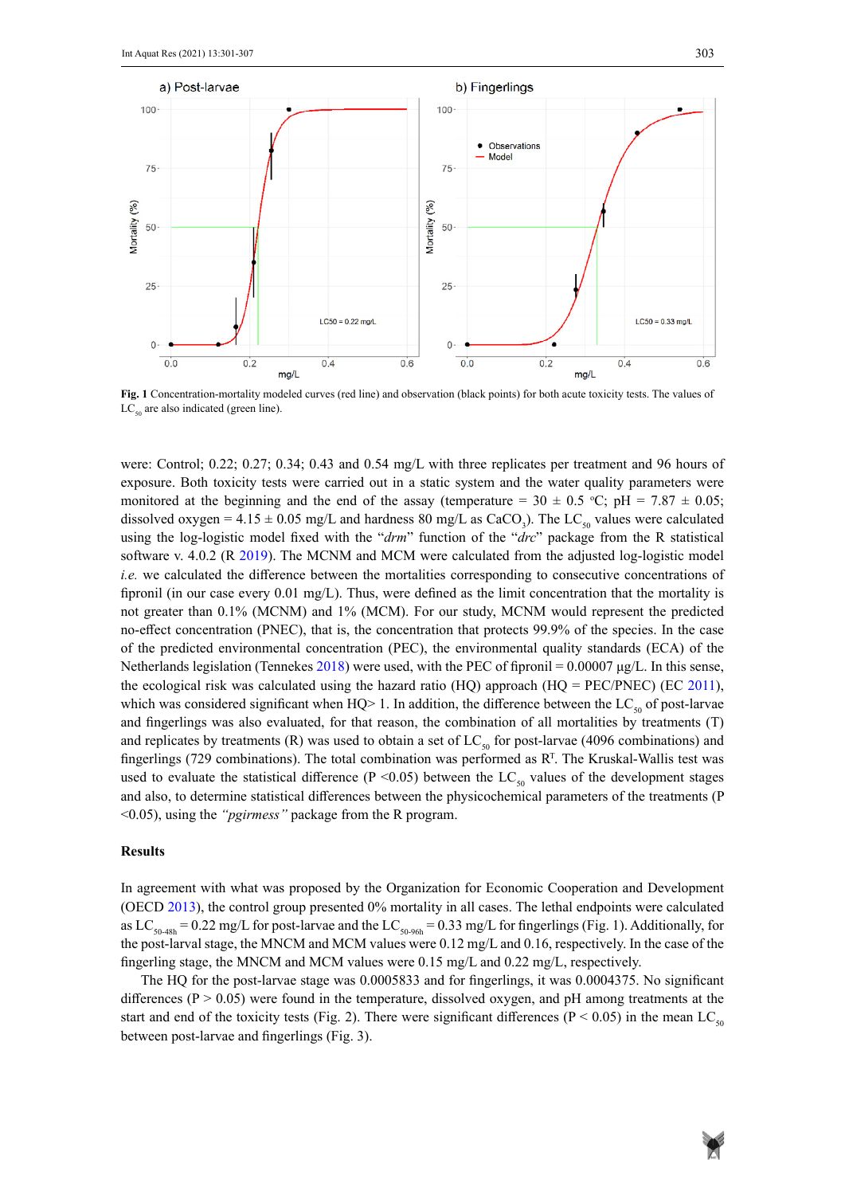**Fig. 1** Concentration-mortality modeled curves (red line) and observation (black points) for both acute toxicity tests. The values of $LC_{50}$ are also indicated (green line).

were: Control; 0.22; 0.27; 0.34; 0.43 and 0.54 mg/L with three replicates per treatment and 96 hours of exposure. Both toxicity tests were carried out in a static system and the water quality parameters were monitored at the beginning and the end of the assay (temperature = 30 ± 0.5 °C; pH = 7.87 ± 0.05; dissolved oxygen = 4.15 ± 0.05 mg/L and hardness 80 mg/L as $CaCO_3$). The $LC_{50}$ values were calculated using the log-logistic model fixed with the "*drm*" function of the "*drc*" package from the R statistical software v. 4.0.2 (R 2019). The MCNM and MCM were calculated from the adjusted log-logistic model *i.e.* we calculated the difference between the mortalities corresponding to consecutive concentrations of fipronil (in our case every 0.01 mg/L). Thus, were defined as the limit concentration that the mortality is not greater than 0.1% (MCNM) and 1% (MCM). For our study, MCNM would represent the predicted no-effect concentration (PNEC), that is, the concentration that protects 99.9% of the species. In the case of the predicted environmental concentration (PEC), the environmental quality standards (ECA) of the Netherlands legislation (Tennekes 2018) were used, with the PEC of fipronil = 0.00007 µg/L. In this sense, the ecological risk was calculated using the hazard ratio (HQ) approach (HQ = PEC/PNEC) (EC 2011), which was considered significant when HQ> 1. In addition, the difference between the $LC_{50}$ of post-larvae and fingerlings was also evaluated, for that reason, the combination of all mortalities by treatments (T) and replicates by treatments (R) was used to obtain a set of $LC_{50}$ for post-larvae (4096 combinations) and fingerlings (729 combinations). The total combination was performed as $R^T$. The Kruskal-Wallis test was used to evaluate the statistical difference (P <0.05) between the $LC_{50}$ values of the development stages and also, to determine statistical differences between the physicochemical parameters of the treatments (P <0.05), using the *"pgirmess"* package from the R program.

## Results

In agreement with what was proposed by the Organization for Economic Cooperation and Development (OECD 2013), the control group presented 0% mortality in all cases. The lethal endpoints were calculated as $LC_{50\text{-}48h}$ = 0.22 mg/L for post-larvae and the $LC_{50\text{-}96h}$ = 0.33 mg/L for fingerlings (Fig. 1). Additionally, for the post-larval stage, the MNCM and MCM values were 0.12 mg/L and 0.16, respectively. In the case of the fingerling stage, the MNCM and MCM values were 0.15 mg/L and 0.22 mg/L, respectively.

The HQ for the post-larvae stage was 0.0005833 and for fingerlings, it was 0.0004375. No significant differences (P > 0.05) were found in the temperature, dissolved oxygen, and pH among treatments at the start and end of the toxicity tests (Fig. 2). There were significant differences (P < 0.05) in the mean $LC_{50}$ between post-larvae and fingerlings (Fig. 3).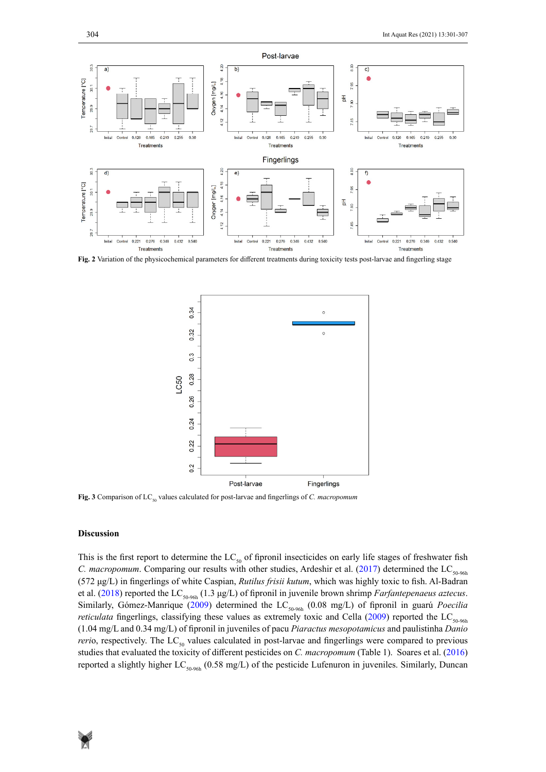**Fig. 2** Variation of the physicochemical parameters for different treatments during toxicity tests post-larvae and fingerling stage

**Fig. 3** Comparison of $LC_{50}$ values calculated for post-larvae and fingerlings of *C. macropomum*

## Discussion

This is the first report to determine the $LC_{50}$ of fipronil insecticides on early life stages of freshwater fish *C. macropomum*. Comparing our results with other studies, Ardeshir et al. (2017) determined the $LC_{50\text{-}96h}$ (572 µg/L) in fingerlings of white Caspian, *Rutilus frisii kutum*, which was highly toxic to fish. Al-Badran et al. (2018) reported the $LC_{50\text{-}96h}$ (1.3 µg/L) of fipronil in juvenile brown shrimp *Farfantepenaeus aztecus*. Similarly, Gómez-Manrique (2009) determined the $LC_{50\text{-}96h}$ (0.08 mg/L) of fipronil in guarú *Poecilia reticulata* fingerlings, classifying these values as extremely toxic and Cella (2009) reported the $LC_{50\text{-}96h}$ (1.04 mg/L and 0.34 mg/L) of fipronil in juveniles of pacu *Piaractus mesopotamicus* and paulistinha *Danio rerio*, respectively. The $LC_{50}$ values calculated in post-larvae and fingerlings were compared to previous studies that evaluated the toxicity of different pesticides on *C. macropomum* (Table 1). Soares et al. (2016) reported a slightly higher $LC_{50\text{-}96h}$ (0.58 mg/L) of the pesticide Lufenuron in juveniles. Similarly, Duncan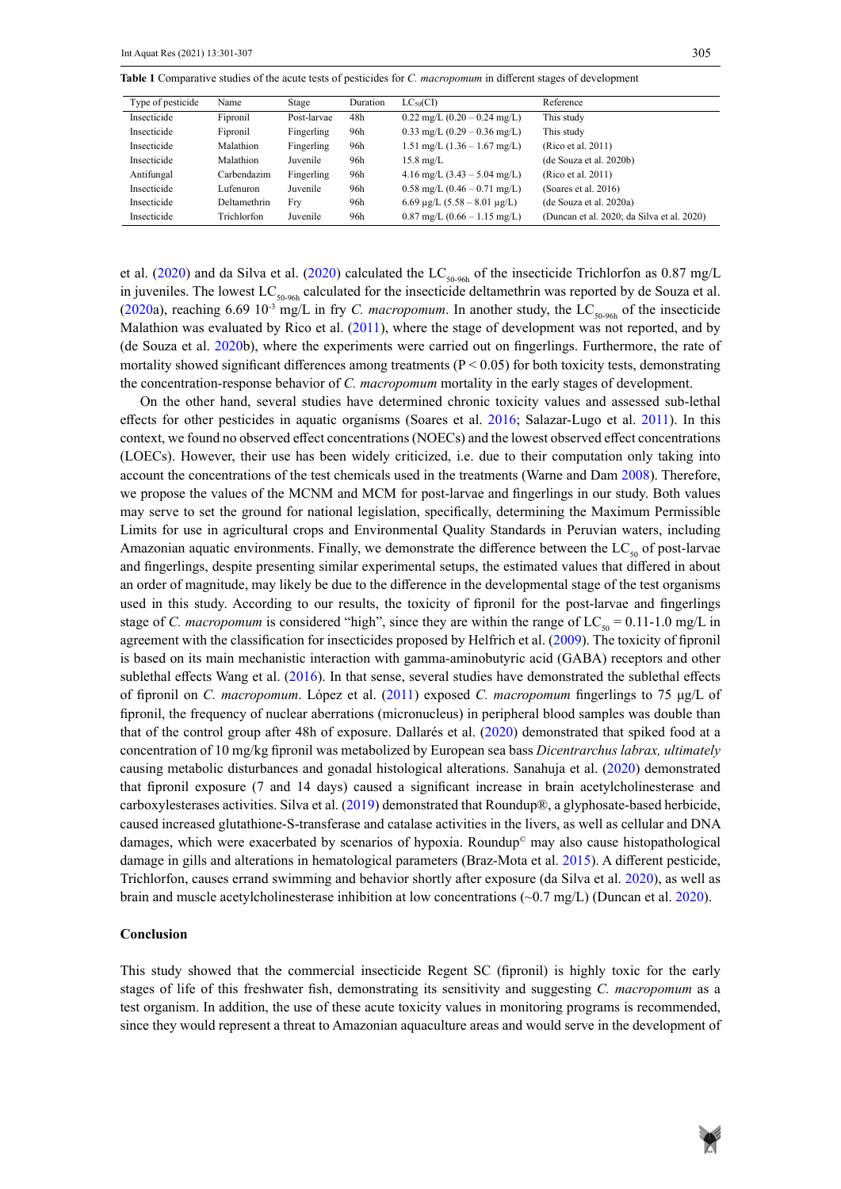**Table 1** Comparative studies of the acute tests of pesticides for *C. macropomum* in different stages of development

| Type of pesticide | Name | Stage | Duration | $LC_{50}$(CI) | Reference |
|---|---|---|---|---|---|
| Insecticide | Fipronil | Post-larvae | 48h | 0.22 mg/L (0.20 – 0.24 mg/L) | This study |
| Insecticide | Fipronil | Fingerling | 96h | 0.33 mg/L (0.29 – 0.36 mg/L) | This study |
| Insecticide | Malathion | Fingerling | 96h | 1.51 mg/L (1.36 – 1.67 mg/L) | (Rico et al. 2011) |
| Insecticide | Malathion | Juvenile | 96h | 15.8 mg/L | (de Souza et al. 2020b) |
| Antifungal | Carbendazim | Fingerling | 96h | 4.16 mg/L (3.43 – 5.04 mg/L) | (Rico et al. 2011) |
| Insecticide | Lufenuron | Juvenile | 96h | 0.58 mg/L (0.46 – 0.71 mg/L) | (Soares et al. 2016) |
| Insecticide | Deltamethrin | Fry | 96h | 6.69 μg/L (5.58 – 8.01 μg/L) | (de Souza et al. 2020a) |
| Insecticide | Trichlorfon | Juvenile | 96h | 0.87 mg/L (0.66 – 1.15 mg/L) | (Duncan et al. 2020; da Silva et al. 2020) |

et al. (2020) and da Silva et al. (2020) calculated the $LC_{50\text{-}96h}$ of the insecticide Trichlorfon as 0.87 mg/L in juveniles. The lowest $LC_{50\text{-}96h}$ calculated for the insecticide deltamethrin was reported by de Souza et al. (2020a), reaching 6.69 $10^{-3}$ mg/L in fry *C. macropomum*. In another study, the $LC_{50\text{-}96h}$ of the insecticide Malathion was evaluated by Rico et al. (2011), where the stage of development was not reported, and by (de Souza et al. 2020b), where the experiments were carried out on fingerlings. Furthermore, the rate of mortality showed significant differences among treatments ($P < 0.05$) for both toxicity tests, demonstrating the concentration-response behavior of *C. macropomum* mortality in the early stages of development.

On the other hand, several studies have determined chronic toxicity values and assessed sub-lethal effects for other pesticides in aquatic organisms (Soares et al. 2016; Salazar-Lugo et al. 2011). In this context, we found no observed effect concentrations (NOECs) and the lowest observed effect concentrations (LOECs). However, their use has been widely criticized, i.e. due to their computation only taking into account the concentrations of the test chemicals used in the treatments (Warne and Dam 2008). Therefore, we propose the values of the MCNM and MCM for post-larvae and fingerlings in our study. Both values may serve to set the ground for national legislation, specifically, determining the Maximum Permissible Limits for use in agricultural crops and Environmental Quality Standards in Peruvian waters, including Amazonian aquatic environments. Finally, we demonstrate the difference between the $LC_{50}$ of post-larvae and fingerlings, despite presenting similar experimental setups, the estimated values that differed in about an order of magnitude, may likely be due to the difference in the developmental stage of the test organisms used in this study. According to our results, the toxicity of fipronil for the post-larvae and fingerlings stage of *C. macropomum* is considered "high", since they are within the range of $LC_{50} = 0.11\text{-}1.0$ mg/L in agreement with the classification for insecticides proposed by Helfrich et al. (2009). The toxicity of fipronil is based on its main mechanistic interaction with gamma-aminobutyric acid (GABA) receptors and other sublethal effects Wang et al. (2016). In that sense, several studies have demonstrated the sublethal effects of fipronil on *C. macropomum*. López et al. (2011) exposed *C. macropomum* fingerlings to 75 μg/L of fipronil, the frequency of nuclear aberrations (micronucleus) in peripheral blood samples was double than that of the control group after 48h of exposure. Dallarés et al. (2020) demonstrated that spiked food at a concentration of 10 mg/kg fipronil was metabolized by European sea bass *Dicentrarchus labrax, ultimately* causing metabolic disturbances and gonadal histological alterations. Sanahuja et al. (2020) demonstrated that fipronil exposure (7 and 14 days) caused a significant increase in brain acetylcholinesterase and carboxylesterases activities. Silva et al. (2019) demonstrated that Roundup®, a glyphosate-based herbicide, caused increased glutathione-S-transferase and catalase activities in the livers, as well as cellular and DNA damages, which were exacerbated by scenarios of hypoxia. Roundup© may also cause histopathological damage in gills and alterations in hematological parameters (Braz-Mota et al. 2015). A different pesticide, Trichlorfon, causes errand swimming and behavior shortly after exposure (da Silva et al. 2020), as well as brain and muscle acetylcholinesterase inhibition at low concentrations (~0.7 mg/L) (Duncan et al. 2020).

## Conclusion

This study showed that the commercial insecticide Regent SC (fipronil) is highly toxic for the early stages of life of this freshwater fish, demonstrating its sensitivity and suggesting *C. macropomum* as a test organism. In addition, the use of these acute toxicity values in monitoring programs is recommended, since they would represent a threat to Amazonian aquaculture areas and would serve in the development of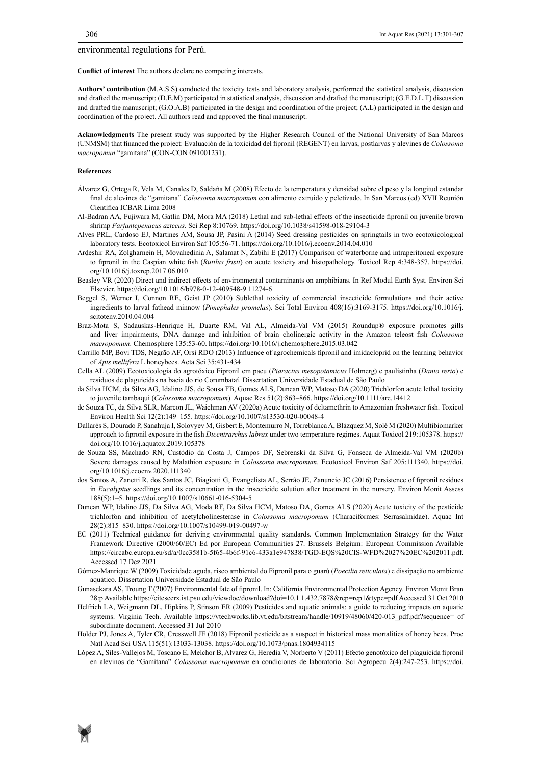environmental regulations for Perú.

**Conflict of interest** The authors declare no competing interests.

**Authors' contribution** (M.A.S.S) conducted the toxicity tests and laboratory analysis, performed the statistical analysis, discussion and drafted the manuscript; (D.E.M) participated in statistical analysis, discussion and drafted the manuscript; (G.E.D.L.T) discussion and drafted the manuscript; (G.O.A.B) participated in the design and coordination of the project; (A.L) participated in the design and coordination of the project. All authors read and approved the final manuscript.

**Acknowledgments** The present study was supported by the Higher Research Council of the National University of San Marcos (UNMSM) that financed the project: Evaluación de la toxicidad del fipronil (REGENT) en larvas, postlarvas y alevines de *Colossoma macropomun* "gamitana" (CON-CON 091001231).

## References

Álvarez G, Ortega R, Vela M, Canales D, Saldaña M (2008) Efecto de la temperatura y densidad sobre el peso y la longitud estandar final de alevines de "gamitana" *Colossoma macropomum* con alimento extruido y peletizado. In San Marcos (ed) XVII Reunión Científica ICBAR Lima 2008

Al-Badran AA, Fujiwara M, Gatlin DM, Mora MA (2018) Lethal and sub-lethal effects of the insecticide fipronil on juvenile brown shrimp *Farfantepenaeus aztecus*. Sci Rep 8:10769. https://doi.org/10.1038/s41598-018-29104-3

Alves PRL, Cardoso EJ, Martines AM, Sousa JP, Pasini A (2014) Seed dressing pesticides on springtails in two ecotoxicological laboratory tests. Ecotoxicol Environ Saf 105:56-71. https://doi.org/10.1016/j.ecoenv.2014.04.010

Ardeshir RA, Zolgharnein H, Movahedinia A, Salamat N, Zabihi E (2017) Comparison of waterborne and intraperitoneal exposure to fipronil in the Caspian white fish (*Rutilus frisii*) on acute toxicity and histopathology. Toxicol Rep 4:348-357. https://doi.org/10.1016/j.toxrep.2017.06.010

Beasley VR (2020) Direct and indirect effects of environmental contaminants on amphibians. In Ref Modul Earth Syst. Environ Sci Elsevier. https://doi.org/10.1016/b978-0-12-409548-9.11274-6

Beggel S, Werner I, Connon RE, Geist JP (2010) Sublethal toxicity of commercial insecticide formulations and their active ingredients to larval fathead minnow (*Pimephales promelas*). Sci Total Environ 408(16):3169-3175. https://doi.org/10.1016/j.scitotenv.2010.04.004

Braz-Mota S, Sadauskas-Henrique H, Duarte RM, Val AL, Almeida-Val VM (2015) Roundup® exposure promotes gills and liver impairments, DNA damage and inhibition of brain cholinergic activity in the Amazon teleost fish *Colossoma macropomum*. Chemosphere 135:53-60. https://doi.org/10.1016/j.chemosphere.2015.03.042

Carrillo MP, Bovi TDS, Negrão AF, Orsi RDO (2013) Influence of agrochemicals fipronil and imidacloprid on the learning behavior of *Apis mellifera* L honeybees. Acta Sci 35:431-434

Cella AL (2009) Ecotoxicologia do agrotóxico Fipronil em pacu (*Piaractus mesopotamicus* Holmerg) e paulistinha (*Danio rerio*) e resíduos de plaguicidas na bacia do rio Corumbataí. Dissertation Universidade Estadual de São Paulo

da Silva HCM, da Silva AG, Idalino JJS, de Sousa FB, Gomes ALS, Duncan WP, Matoso DA (2020) Trichlorfon acute lethal toxicity to juvenile tambaqui (*Colossoma macropomum*). Aquac Res 51(2):863–866. https://doi.org/10.1111/are.14412

de Souza TC, da Silva SLR, Marcon JL, Waichman AV (2020a) Acute toxicity of deltamethrin to Amazonian freshwater fish. Toxicol Environ Health Sci 12(2):149–155. https://doi.org/10.1007/s13530-020-00048-4

Dallarés S, Dourado P, Sanahuja I, Solovyev M, Gisbert E, Montemurro N, Torreblanca A, Blázquez M, Solé M (2020) Multibiomarker approach to fipronil exposure in the fish *Dicentrarchus labrax* under two temperature regimes. Aquat Toxicol 219:105378. https://doi.org/10.1016/j.aquatox.2019.105378

de Souza SS, Machado RN, Custódio da Costa J, Campos DF, Sebrenski da Silva G, Fonseca de Almeida-Val VM (2020b) Severe damages caused by Malathion exposure in *Colossoma macropomum.* Ecotoxicol Environ Saf 205:111340. https://doi.org/10.1016/j.ecoenv.2020.111340

dos Santos A, Zanetti R, dos Santos JC, Biagiotti G, Evangelista AL, Serrão JE, Zanuncio JC (2016) Persistence of fipronil residues in *Eucalyptus* seedlings and its concentration in the insecticide solution after treatment in the nursery. Environ Monit Assess 188(5):1–5. https://doi.org/10.1007/s10661-016-5304-5

Duncan WP, Idalino JJS, Da Silva AG, Moda RF, Da Silva HCM, Matoso DA, Gomes ALS (2020) Acute toxicity of the pesticide trichlorfon and inhibition of acetylcholinesterase in *Colossoma macropomum* (Characiformes: Serrasalmidae). Aquac Int 28(2):815–830. https://doi.org/10.1007/s10499-019-00497-w

EC (2011) Technical guidance for deriving environmental quality standards. Common Implementation Strategy for the Water Framework Directive (2000/60/EC) Ed por European Communities 27. Brussels Belgium: European Commission Available https://circabc.europa.eu/sd/a/0cc3581b-5f65-4b6f-91c6-433a1e947838/TGD-EQS%20CIS-WFD%2027%20EC%202011.pdf. Accessed 17 Dez 2021

Gómez-Manrique W (2009) Toxicidade aguda, risco ambiental do Fipronil para o guarú (*Poecilia reticulata*) e dissipação no ambiente aquático. Dissertation Universidade Estadual de São Paulo

Gunasekara AS, Troung T (2007) Environmental fate of fipronil. In: California Environmental Protection Agency. Environ Monit Bran 28:p Available https://citeseerx.ist.psu.edu/viewdoc/download?doi=10.1.1.432.7878&rep=rep1&type=pdf Accessed 31 Oct 2010

Helfrich LA, Weigmann DL, Hipkins P, Stinson ER (2009) Pesticides and aquatic animals: a guide to reducing impacts on aquatic systems. Virginia Tech. Available https://vtechworks.lib.vt.edu/bitstream/handle/10919/48060/420-013_pdf.pdf?sequence= of subordinate document. Accessed 31 Jul 2010

Holder PJ, Jones A, Tyler CR, Cresswell JE (2018) Fipronil pesticide as a suspect in historical mass mortalities of honey bees. Proc Natl Acad Sci USA 115(51):13033-13038. https://doi.org/10.1073/pnas.1804934115

López A, Siles-Vallejos M, Toscano E, Melchor B, Alvarez G, Heredia V, Norberto V (2011) Efecto genotóxico del plaguicida fipronil en alevinos de "Gamitana" *Colossoma macropomum* en condiciones de laboratorio. Sci Agropecu 2(4):247-253. https://doi.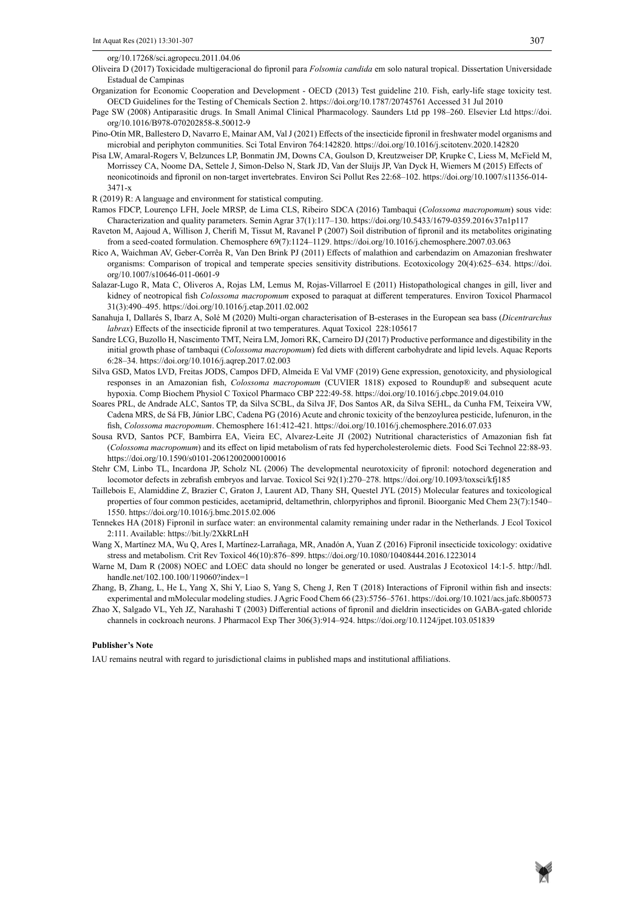org/10.17268/sci.agropecu.2011.04.06

Oliveira D (2017) Toxicidade multigeracional do fipronil para *Folsomia candida* em solo natural tropical. Dissertation Universidade Estadual de Campinas

Organization for Economic Cooperation and Development - OECD (2013) Test guideline 210. Fish, early-life stage toxicity test. OECD Guidelines for the Testing of Chemicals Section 2. https://doi.org/10.1787/20745761 Accessed 31 Jul 2010

Page SW (2008) Antiparasitic drugs. In Small Animal Clinical Pharmacology. Saunders Ltd pp 198–260. Elsevier Ltd https://doi.org/10.1016/B978-070202858-8.50012-9

Pino-Otín MR, Ballestero D, Navarro E, Mainar AM, Val J (2021) Effects of the insecticide fipronil in freshwater model organisms and microbial and periphyton communities. Sci Total Environ 764:142820. https://doi.org/10.1016/j.scitotenv.2020.142820

Pisa LW, Amaral-Rogers V, Belzunces LP, Bonmatin JM, Downs CA, Goulson D, Kreutzweiser DP, Krupke C, Liess M, McField M, Morrissey CA, Noome DA, Settele J, Simon-Delso N, Stark JD, Van der Sluijs JP, Van Dyck H, Wiemers M (2015) Effects of neonicotinoids and fipronil on non-target invertebrates. Environ Sci Pollut Res 22:68–102. https://doi.org/10.1007/s11356-014-3471-x

R (2019) R: A language and environment for statistical computing.

Ramos FDCP, Lourenço LFH, Joele MRSP, de Lima CLS, Ribeiro SDCA (2016) Tambaqui (*Colossoma macropomum*) sous vide: Characterization and quality parameters. Semin Agrar 37(1):117–130. https://doi.org/10.5433/1679-0359.2016v37n1p117

Raveton M, Aajoud A, Willison J, Cherifi M, Tissut M, Ravanel P (2007) Soil distribution of fipronil and its metabolites originating from a seed-coated formulation. Chemosphere 69(7):1124–1129. https://doi.org/10.1016/j.chemosphere.2007.03.063

Rico A, Waichman AV, Geber-Corrêa R, Van Den Brink PJ (2011) Effects of malathion and carbendazim on Amazonian freshwater organisms: Comparison of tropical and temperate species sensitivity distributions. Ecotoxicology 20(4):625–634. https://doi.org/10.1007/s10646-011-0601-9

Salazar-Lugo R, Mata C, Oliveros A, Rojas LM, Lemus M, Rojas-Villarroel E (2011) Histopathological changes in gill, liver and kidney of neotropical fish *Colossoma macropomum* exposed to paraquat at different temperatures. Environ Toxicol Pharmacol 31(3):490–495. https://doi.org/10.1016/j.etap.2011.02.002

Sanahuja I, Dallarés S, Ibarz A, Solé M (2020) Multi-organ characterisation of B-esterases in the European sea bass (*Dicentrarchus labrax*) Effects of the insecticide fipronil at two temperatures. Aquat Toxicol 228:105617

Sandre LCG, Buzollo H, Nascimento TMT, Neira LM, Jomori RK, Carneiro DJ (2017) Productive performance and digestibility in the initial growth phase of tambaqui (*Colossoma macropomum*) fed diets with different carbohydrate and lipid levels. Aquac Reports 6:28–34. https://doi.org/10.1016/j.aqrep.2017.02.003

Silva GSD, Matos LVD, Freitas JODS, Campos DFD, Almeida E Val VMF (2019) Gene expression, genotoxicity, and physiological responses in an Amazonian fish, *Colossoma macropomum* (CUVIER 1818) exposed to Roundup® and subsequent acute hypoxia. Comp Biochem Physiol C Toxicol Pharmaco CBP 222:49-58. https://doi.org/10.1016/j.cbpc.2019.04.010

Soares PRL, de Andrade ALC, Santos TP, da Silva SCBL, da Silva JF, Dos Santos AR, da Silva SEHL, da Cunha FM, Teixeira VW, Cadena MRS, de Sá FB, Júnior LBC, Cadena PG (2016) Acute and chronic toxicity of the benzoylurea pesticide, lufenuron, in the fish, *Colossoma macropomum*. Chemosphere 161:412-421. https://doi.org/10.1016/j.chemosphere.2016.07.033

Sousa RVD, Santos PCF, Bambirra EA, Vieira EC, Alvarez-Leite JI (2002) Nutritional characteristics of Amazonian fish fat (*Colossoma macropomum*) and its effect on lipid metabolism of rats fed hypercholesterolemic diets. Food Sci Technol 22:88-93. https://doi.org/10.1590/s0101-20612002000100016

Stehr CM, Linbo TL, Incardona JP, Scholz NL (2006) The developmental neurotoxicity of fipronil: notochord degeneration and locomotor defects in zebrafish embryos and larvae. Toxicol Sci 92(1):270–278. https://doi.org/10.1093/toxsci/kfj185

Taillebois E, Alamiddine Z, Brazier C, Graton J, Laurent AD, Thany SH, Questel JYL (2015) Molecular features and toxicological properties of four common pesticides, acetamiprid, deltamethrin, chlorpyriphos and fipronil. Bioorganic Med Chem 23(7):1540–1550. https://doi.org/10.1016/j.bmc.2015.02.006

Tennekes HA (2018) Fipronil in surface water: an environmental calamity remaining under radar in the Netherlands. J Ecol Toxicol 2:111. Available: https://bit.ly/2XkRLnH

Wang X, Martínez MA, Wu Q, Ares I, Martínez-Larrañaga, MR, Anadón A, Yuan Z (2016) Fipronil insecticide toxicology: oxidative stress and metabolism. Crit Rev Toxicol 46(10):876–899. https://doi.org/10.1080/10408444.2016.1223014

Warne M, Dam R (2008) NOEC and LOEC data should no longer be generated or used. Australas J Ecotoxicol 14:1-5. http://hdl.handle.net/102.100.100/119060?index=1

Zhang, B, Zhang, L, He L, Yang X, Shi Y, Liao S, Yang S, Cheng J, Ren T (2018) Interactions of Fipronil within fish and insects: experimental and mMolecular modeling studies. J Agric Food Chem 66 (23):5756–5761. https://doi.org/10.1021/acs.jafc.8b00573

Zhao X, Salgado VL, Yeh JZ, Narahashi T (2003) Differential actions of fipronil and dieldrin insecticides on GABA-gated chloride channels in cockroach neurons. J Pharmacol Exp Ther 306(3):914–924. https://doi.org/10.1124/jpet.103.051839

**Publisher's Note**

IAU remains neutral with regard to jurisdictional claims in published maps and institutional affiliations.